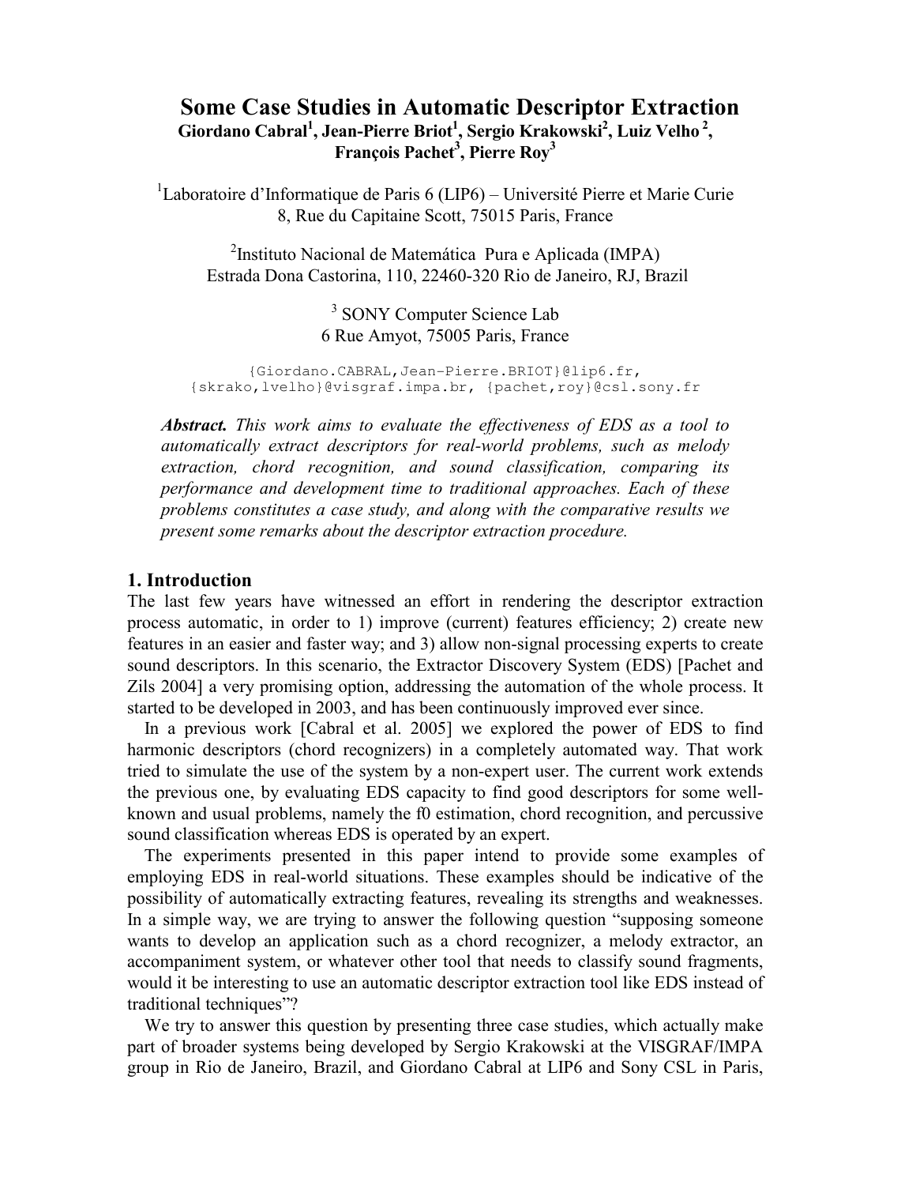# Some Case Studies in Automatic Descriptor Extraction

**Giordano Cabral[1], Jean-Pierre Briot[1], Sergio Krakowski[2], Luiz Velho [2], François Pachet[3], Pierre Roy[3]**

[1]Laboratoire d'Informatique de Paris 6 (LIP6) – Université Pierre et Marie Curie
8, Rue du Capitaine Scott, 75015 Paris, France

[2]Instituto Nacional de Matemática Pura e Aplicada (IMPA)
Estrada Dona Castorina, 110, 22460-320 Rio de Janeiro, RJ, Brazil

[3] SONY Computer Science Lab
6 Rue Amyot, 75005 Paris, France

```
{Giordano.CABRAL,Jean-Pierre.BRIOT}@lip6.fr,
{skrako,lvelho}@visgraf.impa.br, {pachet,roy}@csl.sony.fr
```

***Abstract.*** *This work aims to evaluate the effectiveness of EDS as a tool to automatically extract descriptors for real-world problems, such as melody extraction, chord recognition, and sound classification, comparing its performance and development time to traditional approaches. Each of these problems constitutes a case study, and along with the comparative results we present some remarks about the descriptor extraction procedure.*

## 1. Introduction

The last few years have witnessed an effort in rendering the descriptor extraction process automatic, in order to 1) improve (current) features efficiency; 2) create new features in an easier and faster way; and 3) allow non-signal processing experts to create sound descriptors. In this scenario, the Extractor Discovery System (EDS) [Pachet and Zils 2004] a very promising option, addressing the automation of the whole process. It started to be developed in 2003, and has been continuously improved ever since.

In a previous work [Cabral et al. 2005] we explored the power of EDS to find harmonic descriptors (chord recognizers) in a completely automated way. That work tried to simulate the use of the system by a non-expert user. The current work extends the previous one, by evaluating EDS capacity to find good descriptors for some well-known and usual problems, namely the f0 estimation, chord recognition, and percussive sound classification whereas EDS is operated by an expert.

The experiments presented in this paper intend to provide some examples of employing EDS in real-world situations. These examples should be indicative of the possibility of automatically extracting features, revealing its strengths and weaknesses. In a simple way, we are trying to answer the following question "supposing someone wants to develop an application such as a chord recognizer, a melody extractor, an accompaniment system, or whatever other tool that needs to classify sound fragments, would it be interesting to use an automatic descriptor extraction tool like EDS instead of traditional techniques"?

We try to answer this question by presenting three case studies, which actually make part of broader systems being developed by Sergio Krakowski at the VISGRAF/IMPA group in Rio de Janeiro, Brazil, and Giordano Cabral at LIP6 and Sony CSL in Paris,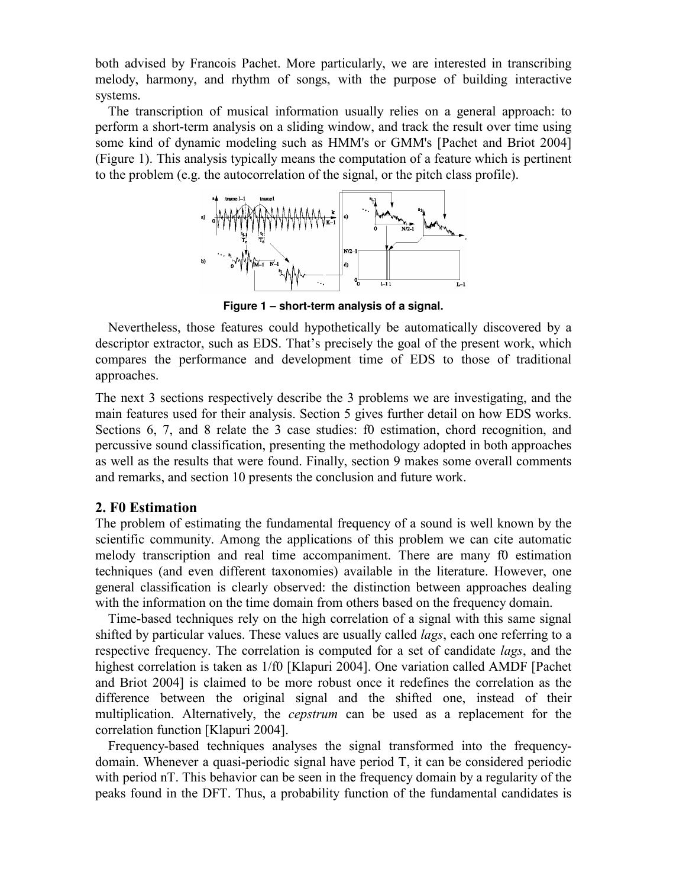both advised by Francois Pachet. More particularly, we are interested in transcribing melody, harmony, and rhythm of songs, with the purpose of building interactive systems.

The transcription of musical information usually relies on a general approach: to perform a short-term analysis on a sliding window, and track the result over time using some kind of dynamic modeling such as HMM's or GMM's [Pachet and Briot 2004] (Figure 1). This analysis typically means the computation of a feature which is pertinent to the problem (e.g. the autocorrelation of the signal, or the pitch class profile).

**Figure 1 – short-term analysis of a signal.**

Nevertheless, those features could hypothetically be automatically discovered by a descriptor extractor, such as EDS. That's precisely the goal of the present work, which compares the performance and development time of EDS to those of traditional approaches.

The next 3 sections respectively describe the 3 problems we are investigating, and the main features used for their analysis. Section 5 gives further detail on how EDS works. Sections 6, 7, and 8 relate the 3 case studies: f0 estimation, chord recognition, and percussive sound classification, presenting the methodology adopted in both approaches as well as the results that were found. Finally, section 9 makes some overall comments and remarks, and section 10 presents the conclusion and future work.

## 2. F0 Estimation

The problem of estimating the fundamental frequency of a sound is well known by the scientific community. Among the applications of this problem we can cite automatic melody transcription and real time accompaniment. There are many f0 estimation techniques (and even different taxonomies) available in the literature. However, one general classification is clearly observed: the distinction between approaches dealing with the information on the time domain from others based on the frequency domain.

Time-based techniques rely on the high correlation of a signal with this same signal shifted by particular values. These values are usually called *lags*, each one referring to a respective frequency. The correlation is computed for a set of candidate *lags*, and the highest correlation is taken as 1/f0 [Klapuri 2004]. One variation called AMDF [Pachet and Briot 2004] is claimed to be more robust once it redefines the correlation as the difference between the original signal and the shifted one, instead of their multiplication. Alternatively, the *cepstrum* can be used as a replacement for the correlation function [Klapuri 2004].

Frequency-based techniques analyses the signal transformed into the frequency-domain. Whenever a quasi-periodic signal have period T, it can be considered periodic with period nT. This behavior can be seen in the frequency domain by a regularity of the peaks found in the DFT. Thus, a probability function of the fundamental candidates is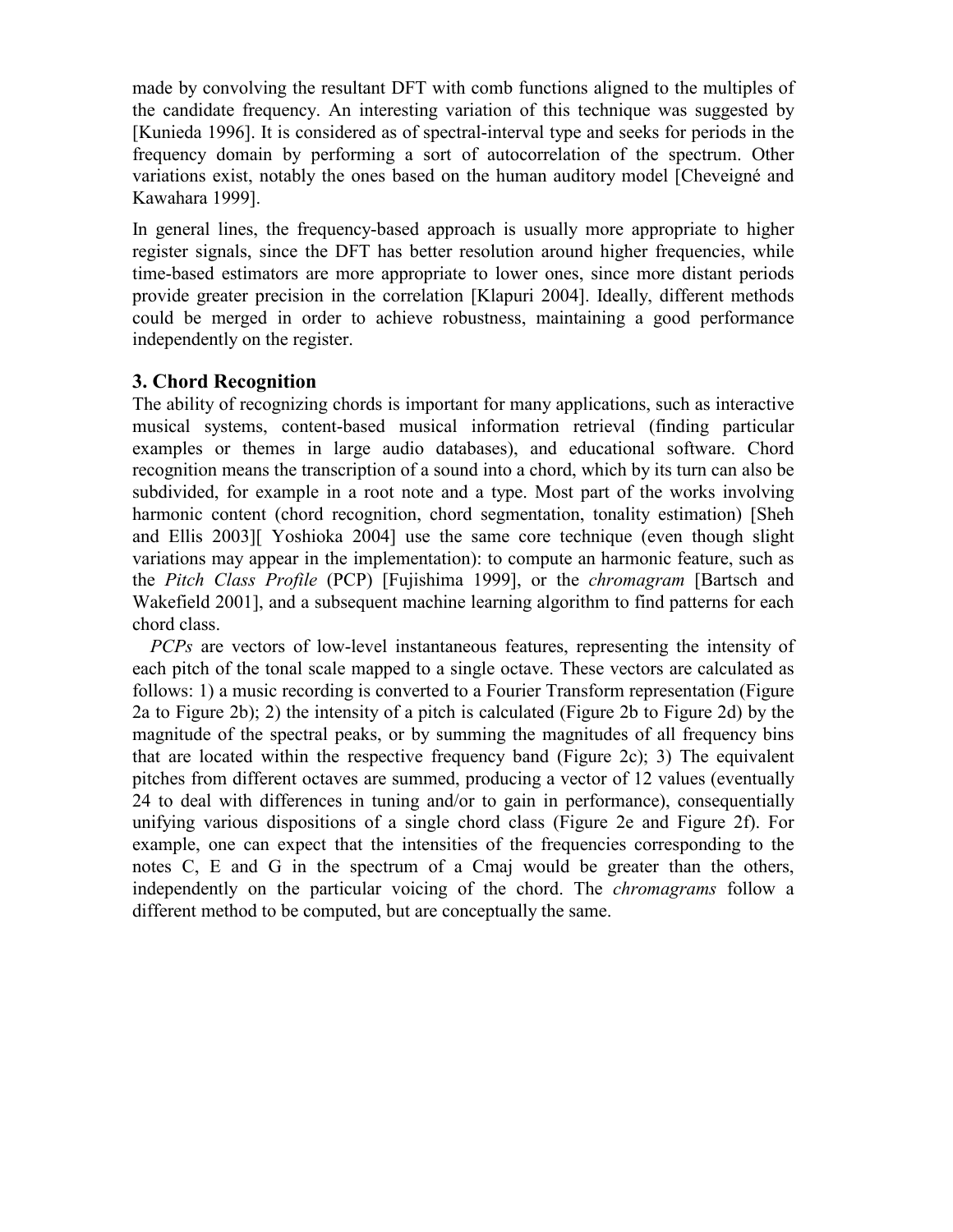made by convolving the resultant DFT with comb functions aligned to the multiples of the candidate frequency. An interesting variation of this technique was suggested by [Kunieda 1996]. It is considered as of spectral-interval type and seeks for periods in the frequency domain by performing a sort of autocorrelation of the spectrum. Other variations exist, notably the ones based on the human auditory model [Cheveigné and Kawahara 1999].

In general lines, the frequency-based approach is usually more appropriate to higher register signals, since the DFT has better resolution around higher frequencies, while time-based estimators are more appropriate to lower ones, since more distant periods provide greater precision in the correlation [Klapuri 2004]. Ideally, different methods could be merged in order to achieve robustness, maintaining a good performance independently on the register.

## 3. Chord Recognition

The ability of recognizing chords is important for many applications, such as interactive musical systems, content-based musical information retrieval (finding particular examples or themes in large audio databases), and educational software. Chord recognition means the transcription of a sound into a chord, which by its turn can also be subdivided, for example in a root note and a type. Most part of the works involving harmonic content (chord recognition, chord segmentation, tonality estimation) [Sheh and Ellis 2003][ Yoshioka 2004] use the same core technique (even though slight variations may appear in the implementation): to compute an harmonic feature, such as the *Pitch Class Profile* (PCP) [Fujishima 1999], or the *chromagram* [Bartsch and Wakefield 2001], and a subsequent machine learning algorithm to find patterns for each chord class.

*PCPs* are vectors of low-level instantaneous features, representing the intensity of each pitch of the tonal scale mapped to a single octave. These vectors are calculated as follows: 1) a music recording is converted to a Fourier Transform representation (Figure 2a to Figure 2b); 2) the intensity of a pitch is calculated (Figure 2b to Figure 2d) by the magnitude of the spectral peaks, or by summing the magnitudes of all frequency bins that are located within the respective frequency band (Figure 2c); 3) The equivalent pitches from different octaves are summed, producing a vector of 12 values (eventually 24 to deal with differences in tuning and/or to gain in performance), consequentially unifying various dispositions of a single chord class (Figure 2e and Figure 2f). For example, one can expect that the intensities of the frequencies corresponding to the notes C, E and G in the spectrum of a Cmaj would be greater than the others, independently on the particular voicing of the chord. The *chromagrams* follow a different method to be computed, but are conceptually the same.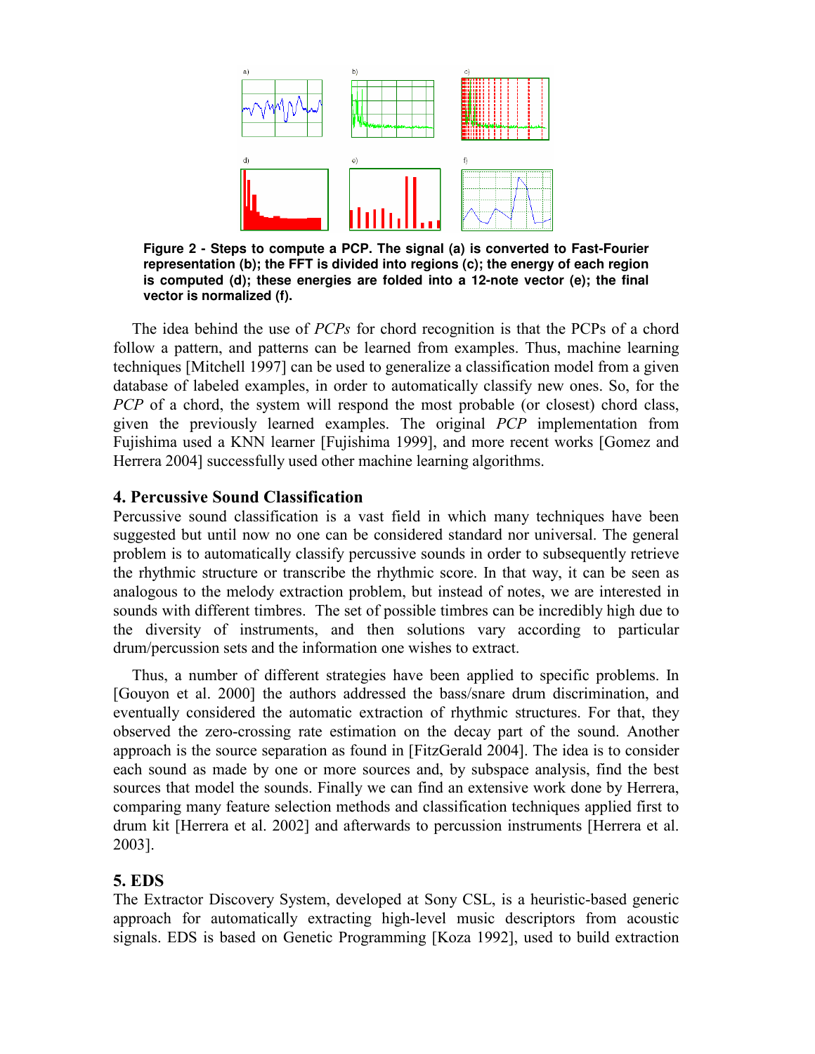**Figure 2 - Steps to compute a PCP. The signal (a) is converted to Fast-Fourier representation (b); the FFT is divided into regions (c); the energy of each region is computed (d); these energies are folded into a 12-note vector (e); the final vector is normalized (f).**

The idea behind the use of *PCPs* for chord recognition is that the PCPs of a chord follow a pattern, and patterns can be learned from examples. Thus, machine learning techniques [Mitchell 1997] can be used to generalize a classification model from a given database of labeled examples, in order to automatically classify new ones. So, for the *PCP* of a chord, the system will respond the most probable (or closest) chord class, given the previously learned examples. The original *PCP* implementation from Fujishima used a KNN learner [Fujishima 1999], and more recent works [Gomez and Herrera 2004] successfully used other machine learning algorithms.

## 4. Percussive Sound Classification

Percussive sound classification is a vast field in which many techniques have been suggested but until now no one can be considered standard nor universal. The general problem is to automatically classify percussive sounds in order to subsequently retrieve the rhythmic structure or transcribe the rhythmic score. In that way, it can be seen as analogous to the melody extraction problem, but instead of notes, we are interested in sounds with different timbres. The set of possible timbres can be incredibly high due to the diversity of instruments, and then solutions vary according to particular drum/percussion sets and the information one wishes to extract.

Thus, a number of different strategies have been applied to specific problems. In [Gouyon et al. 2000] the authors addressed the bass/snare drum discrimination, and eventually considered the automatic extraction of rhythmic structures. For that, they observed the zero-crossing rate estimation on the decay part of the sound. Another approach is the source separation as found in [FitzGerald 2004]. The idea is to consider each sound as made by one or more sources and, by subspace analysis, find the best sources that model the sounds. Finally we can find an extensive work done by Herrera, comparing many feature selection methods and classification techniques applied first to drum kit [Herrera et al. 2002] and afterwards to percussion instruments [Herrera et al. 2003].

## 5. EDS

The Extractor Discovery System, developed at Sony CSL, is a heuristic-based generic approach for automatically extracting high-level music descriptors from acoustic signals. EDS is based on Genetic Programming [Koza 1992], used to build extraction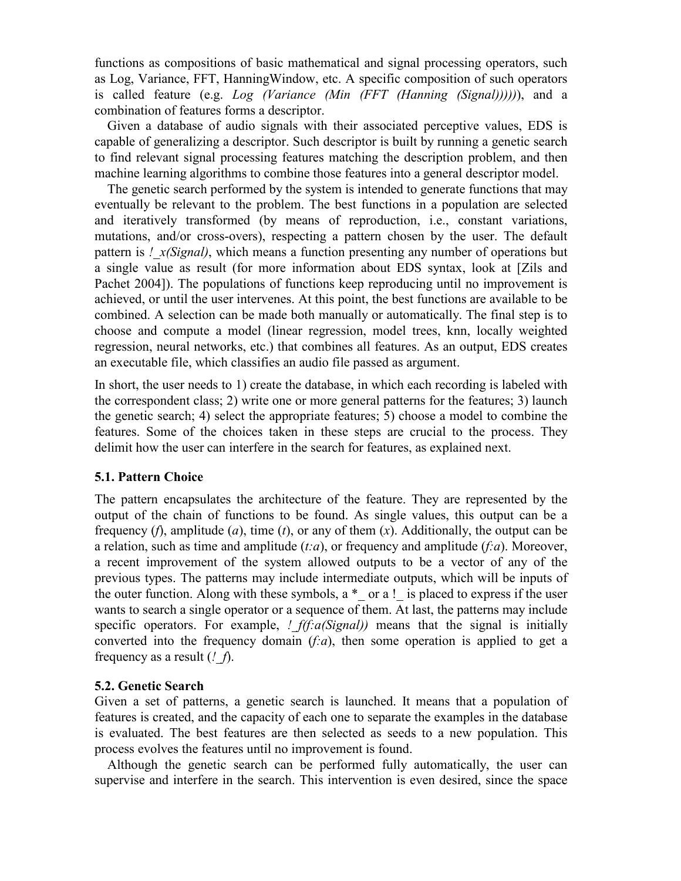functions as compositions of basic mathematical and signal processing operators, such as Log, Variance, FFT, HanningWindow, etc. A specific composition of such operators is called feature (e.g. *Log (Variance (Min (FFT (Hanning (Signal)))))*), and a combination of features forms a descriptor.

Given a database of audio signals with their associated perceptive values, EDS is capable of generalizing a descriptor. Such descriptor is built by running a genetic search to find relevant signal processing features matching the description problem, and then machine learning algorithms to combine those features into a general descriptor model.

The genetic search performed by the system is intended to generate functions that may eventually be relevant to the problem. The best functions in a population are selected and iteratively transformed (by means of reproduction, i.e., constant variations, mutations, and/or cross-overs), respecting a pattern chosen by the user. The default pattern is *!_x(Signal)*, which means a function presenting any number of operations but a single value as result (for more information about EDS syntax, look at [Zils and Pachet 2004]). The populations of functions keep reproducing until no improvement is achieved, or until the user intervenes. At this point, the best functions are available to be combined. A selection can be made both manually or automatically. The final step is to choose and compute a model (linear regression, model trees, knn, locally weighted regression, neural networks, etc.) that combines all features. As an output, EDS creates an executable file, which classifies an audio file passed as argument.

In short, the user needs to 1) create the database, in which each recording is labeled with the correspondent class; 2) write one or more general patterns for the features; 3) launch the genetic search; 4) select the appropriate features; 5) choose a model to combine the features. Some of the choices taken in these steps are crucial to the process. They delimit how the user can interfere in the search for features, as explained next.

### 5.1. Pattern Choice

The pattern encapsulates the architecture of the feature. They are represented by the output of the chain of functions to be found. As single values, this output can be a frequency (*f*), amplitude (*a*), time (*t*), or any of them (*x*). Additionally, the output can be a relation, such as time and amplitude (*t:a*), or frequency and amplitude (*f:a*). Moreover, a recent improvement of the system allowed outputs to be a vector of any of the previous types. The patterns may include intermediate outputs, which will be inputs of the outer function. Along with these symbols, a *_ or a !_ is placed to express if the user wants to search a single operator or a sequence of them. At last, the patterns may include specific operators. For example, *!_f(f:a(Signal))* means that the signal is initially converted into the frequency domain (*f:a*), then some operation is applied to get a frequency as a result (*!_f*).

### 5.2. Genetic Search

Given a set of patterns, a genetic search is launched. It means that a population of features is created, and the capacity of each one to separate the examples in the database is evaluated. The best features are then selected as seeds to a new population. This process evolves the features until no improvement is found.

Although the genetic search can be performed fully automatically, the user can supervise and interfere in the search. This intervention is even desired, since the space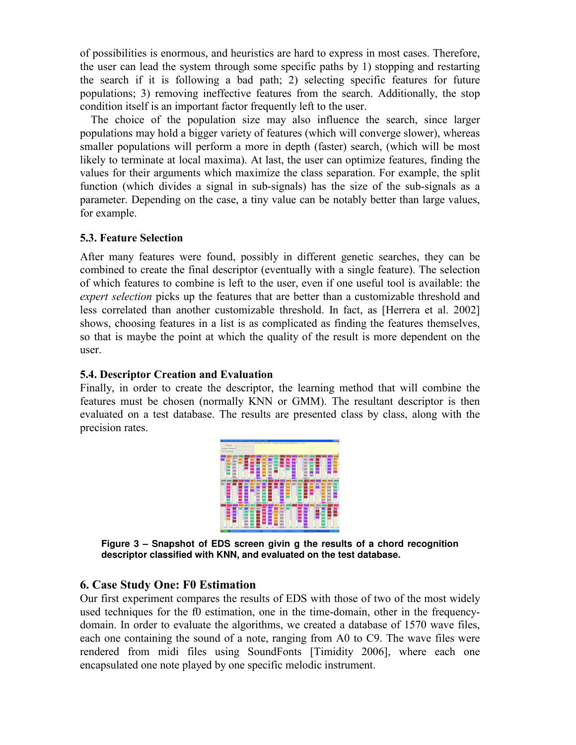of possibilities is enormous, and heuristics are hard to express in most cases. Therefore, the user can lead the system through some specific paths by 1) stopping and restarting the search if it is following a bad path; 2) selecting specific features for future populations; 3) removing ineffective features from the search. Additionally, the stop condition itself is an important factor frequently left to the user.

The choice of the population size may also influence the search, since larger populations may hold a bigger variety of features (which will converge slower), whereas smaller populations will perform a more in depth (faster) search, (which will be most likely to terminate at local maxima). At last, the user can optimize features, finding the values for their arguments which maximize the class separation. For example, the split function (which divides a signal in sub-signals) has the size of the sub-signals as a parameter. Depending on the case, a tiny value can be notably better than large values, for example.

### 5.3. Feature Selection

After many features were found, possibly in different genetic searches, they can be combined to create the final descriptor (eventually with a single feature). The selection of which features to combine is left to the user, even if one useful tool is available: the *expert selection* picks up the features that are better than a customizable threshold and less correlated than another customizable threshold. In fact, as [Herrera et al. 2002] shows, choosing features in a list is as complicated as finding the features themselves, so that is maybe the point at which the quality of the result is more dependent on the user.

### 5.4. Descriptor Creation and Evaluation

Finally, in order to create the descriptor, the learning method that will combine the features must be chosen (normally KNN or GMM). The resultant descriptor is then evaluated on a test database. The results are presented class by class, along with the precision rates.

**Figure 3 – Snapshot of EDS screen givin g the results of a chord recognition descriptor classified with KNN, and evaluated on the test database.**

## 6. Case Study One: F0 Estimation

Our first experiment compares the results of EDS with those of two of the most widely used techniques for the f0 estimation, one in the time-domain, other in the frequency-domain. In order to evaluate the algorithms, we created a database of 1570 wave files, each one containing the sound of a note, ranging from A0 to C9. The wave files were rendered from midi files using SoundFonts [Timidity 2006], where each one encapsulated one note played by one specific melodic instrument.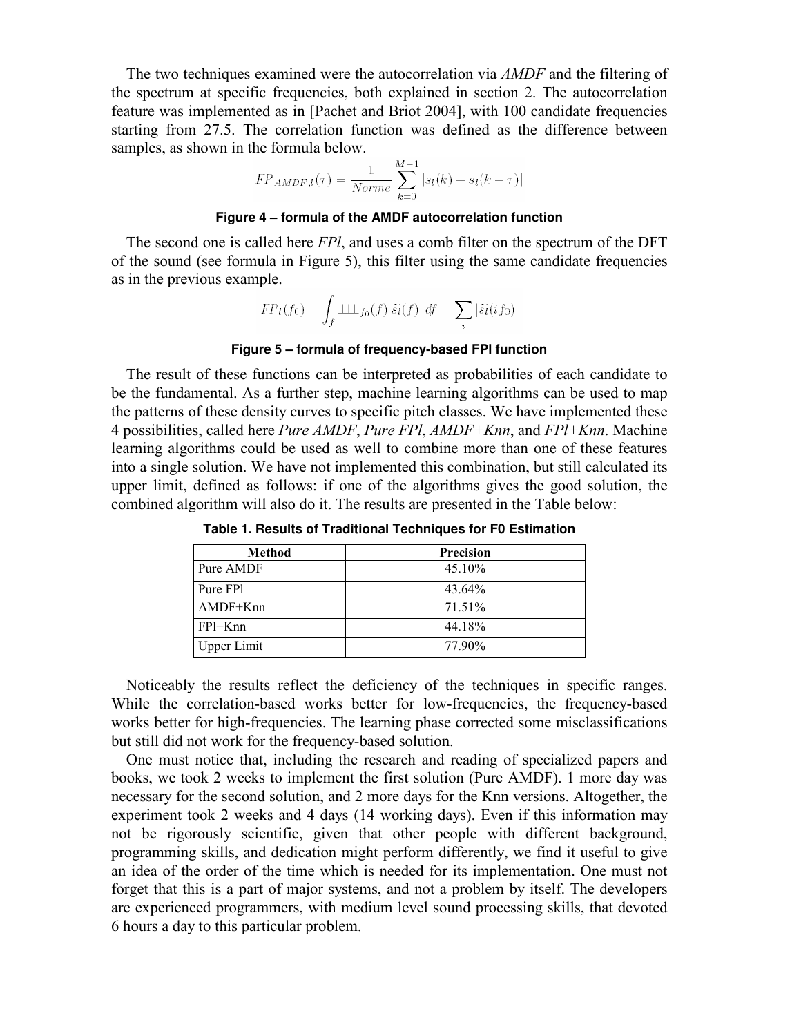The two techniques examined were the autocorrelation via *AMDF* and the filtering of the spectrum at specific frequencies, both explained in section 2. The autocorrelation feature was implemented as in [Pachet and Briot 2004], with 100 candidate frequencies starting from 27.5. The correlation function was defined as the difference between samples, as shown in the formula below.

$$FP_{AMDF,l}(\tau) = \frac{1}{Norme} \sum_{k=0}^{M-1} |s_l(k) - s_l(k+\tau)|$$

**Figure 4 – formula of the AMDF autocorrelation function**

The second one is called here *FPl*, and uses a comb filter on the spectrum of the DFT of the sound (see formula in Figure 5), this filter using the same candidate frequencies as in the previous example.

$$FP_l(f_0) = \int_f \sqcup\!\sqcup\!\sqcup_{f_0}(f) |\tilde{s}_l(f)| \, df = \sum_i |\tilde{s}_l(i f_0)|$$

**Figure 5 – formula of frequency-based FPl function**

The result of these functions can be interpreted as probabilities of each candidate to be the fundamental. As a further step, machine learning algorithms can be used to map the patterns of these density curves to specific pitch classes. We have implemented these 4 possibilities, called here *Pure AMDF*, *Pure FPl*, *AMDF+Knn*, and *FPl+Knn*. Machine learning algorithms could be used as well to combine more than one of these features into a single solution. We have not implemented this combination, but still calculated its upper limit, defined as follows: if one of the algorithms gives the good solution, the combined algorithm will also do it. The results are presented in the Table below:

**Table 1. Results of Traditional Techniques for F0 Estimation**

| Method | Precision |
|---|---|
| Pure AMDF | 45.10% |
| Pure FPl | 43.64% |
| AMDF+Knn | 71.51% |
| FPl+Knn | 44.18% |
| Upper Limit | 77.90% |

Noticeably the results reflect the deficiency of the techniques in specific ranges. While the correlation-based works better for low-frequencies, the frequency-based works better for high-frequencies. The learning phase corrected some misclassifications but still did not work for the frequency-based solution.

One must notice that, including the research and reading of specialized papers and books, we took 2 weeks to implement the first solution (Pure AMDF). 1 more day was necessary for the second solution, and 2 more days for the Knn versions. Altogether, the experiment took 2 weeks and 4 days (14 working days). Even if this information may not be rigorously scientific, given that other people with different background, programming skills, and dedication might perform differently, we find it useful to give an idea of the order of the time which is needed for its implementation. One must not forget that this is a part of major systems, and not a problem by itself. The developers are experienced programmers, with medium level sound processing skills, that devoted 6 hours a day to this particular problem.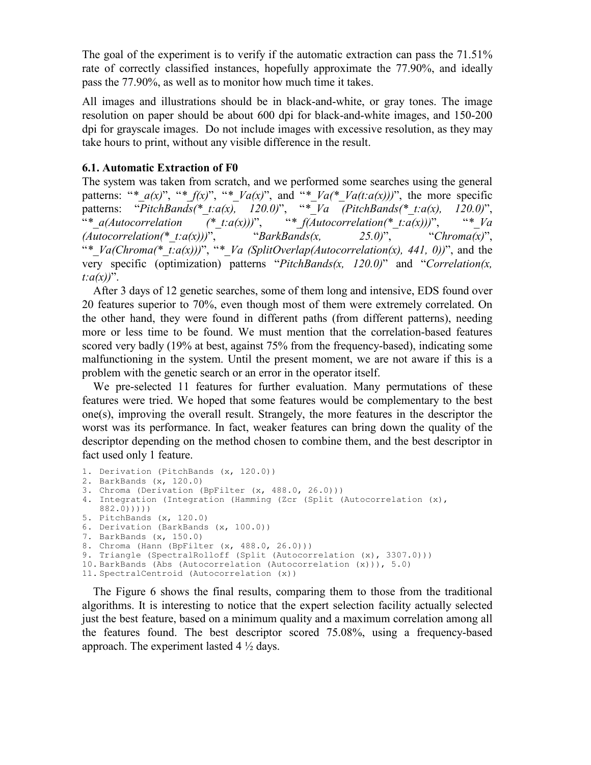The goal of the experiment is to verify if the automatic extraction can pass the 71.51% rate of correctly classified instances, hopefully approximate the 77.90%, and ideally pass the 77.90%, as well as to monitor how much time it takes.

All images and illustrations should be in black-and-white, or gray tones. The image resolution on paper should be about 600 dpi for black-and-white images, and 150-200 dpi for grayscale images. Do not include images with excessive resolution, as they may take hours to print, without any visible difference in the result.

### 6.1. Automatic Extraction of F0

The system was taken from scratch, and we performed some searches using the general patterns: "*\*_a(x)*", "*\*_f(x)*", "*\*_Va(x)*", and "*\*_Va(\*_Va(t:a(x)))*", the more specific patterns: "*PitchBands(\*_t:a(x), 120.0)*", "*\*_Va (PitchBands(\*_t:a(x), 120.0)*", "*\*_a(Autocorrelation (\*_t:a(x)))*", "*\*_f(Autocorrelation(\*_t:a(x)))*", "*\*_Va (Autocorrelation(\*_t:a(x)))*", "*BarkBands(x, 25.0)*", "*Chroma(x)*", "*\*_Va(Chroma(\*_t:a(x)))*", "*\*_Va (SplitOverlap(Autocorrelation(x), 441, 0))*", and the very specific (optimization) patterns "*PitchBands(x, 120.0)*" and "*Correlation(x, t:a(x))*".

After 3 days of 12 genetic searches, some of them long and intensive, EDS found over 20 features superior to 70%, even though most of them were extremely correlated. On the other hand, they were found in different paths (from different patterns), needing more or less time to be found. We must mention that the correlation-based features scored very badly (19% at best, against 75% from the frequency-based), indicating some malfunctioning in the system. Until the present moment, we are not aware if this is a problem with the genetic search or an error in the operator itself.

We pre-selected 11 features for further evaluation. Many permutations of these features were tried. We hoped that some features would be complementary to the best one(s), improving the overall result. Strangely, the more features in the descriptor the worst was its performance. In fact, weaker features can bring down the quality of the descriptor depending on the method chosen to combine them, and the best descriptor in fact used only 1 feature.

```
1. Derivation (PitchBands (x, 120.0))
2. BarkBands (x, 120.0)
3. Chroma (Derivation (BpFilter (x, 488.0, 26.0)))
4. Integration (Integration (Hamming (Zcr (Split (Autocorrelation (x),
   882.0)))))
5. PitchBands (x, 120.0)
6. Derivation (BarkBands (x, 100.0))
7. BarkBands (x, 150.0)
8. Chroma (Hann (BpFilter (x, 488.0, 26.0)))
9. Triangle (SpectralRolloff (Split (Autocorrelation (x), 3307.0)))
10. BarkBands (Abs (Autocorrelation (Autocorrelation (x))), 5.0)
11. SpectralCentroid (Autocorrelation (x))
```

The Figure 6 shows the final results, comparing them to those from the traditional algorithms. It is interesting to notice that the expert selection facility actually selected just the best feature, based on a minimum quality and a maximum correlation among all the features found. The best descriptor scored 75.08%, using a frequency-based approach. The experiment lasted 4 ½ days.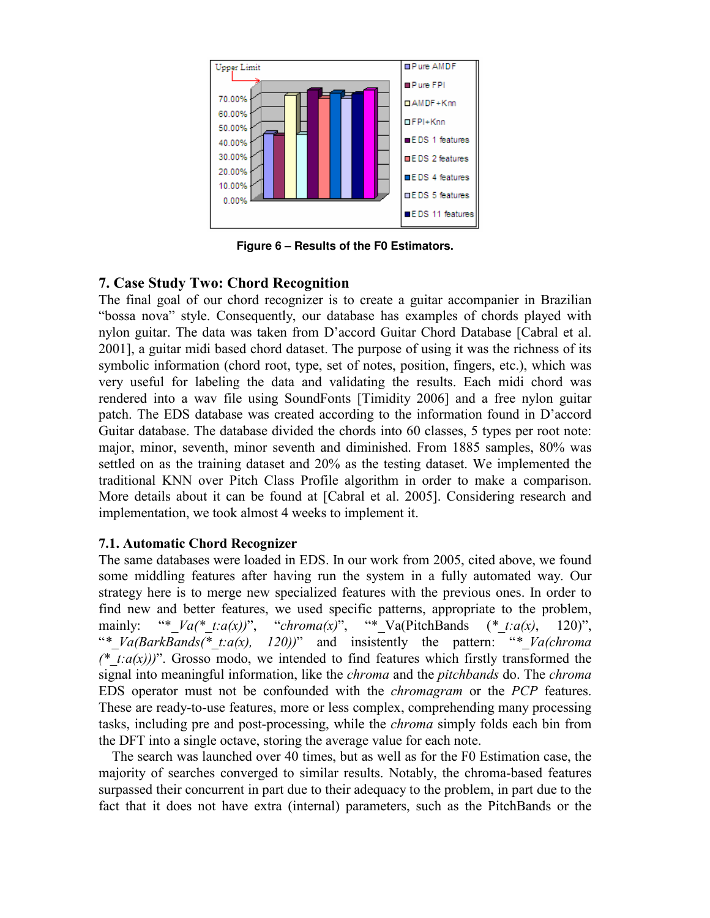**Figure 6 – Results of the F0 Estimators.**

## 7. Case Study Two: Chord Recognition

The final goal of our chord recognizer is to create a guitar accompanier in Brazilian "bossa nova" style. Consequently, our database has examples of chords played with nylon guitar. The data was taken from D'accord Guitar Chord Database [Cabral et al. 2001], a guitar midi based chord dataset. The purpose of using it was the richness of its symbolic information (chord root, type, set of notes, position, fingers, etc.), which was very useful for labeling the data and validating the results. Each midi chord was rendered into a wav file using SoundFonts [Timidity 2006] and a free nylon guitar patch. The EDS database was created according to the information found in D'accord Guitar database. The database divided the chords into 60 classes, 5 types per root note: major, minor, seventh, minor seventh and diminished. From 1885 samples, 80% was settled on as the training dataset and 20% as the testing dataset. We implemented the traditional KNN over Pitch Class Profile algorithm in order to make a comparison. More details about it can be found at [Cabral et al. 2005]. Considering research and implementation, we took almost 4 weeks to implement it.

### 7.1. Automatic Chord Recognizer

The same databases were loaded in EDS. In our work from 2005, cited above, we found some middling features after having run the system in a fully automated way. Our strategy here is to merge new specialized features with the previous ones. In order to find new and better features, we used specific patterns, appropriate to the problem, mainly: "*_Va(*_t:a(x))", "*chroma(x)*", "*_Va(PitchBands (*_t:a(x), 120)", "*_Va(BarkBands(*_t:a(x), 120))*" and insistently the pattern: "*_Va(chroma (*_t:a(x)))*". Grosso modo, we intended to find features which firstly transformed the signal into meaningful information, like the *chroma* and the *pitchbands* do. The *chroma* EDS operator must not be confounded with the *chromagram* or the *PCP* features. These are ready-to-use features, more or less complex, comprehending many processing tasks, including pre and post-processing, while the *chroma* simply folds each bin from the DFT into a single octave, storing the average value for each note.

The search was launched over 40 times, but as well as for the F0 Estimation case, the majority of searches converged to similar results. Notably, the chroma-based features surpassed their concurrent in part due to their adequacy to the problem, in part due to the fact that it does not have extra (internal) parameters, such as the PitchBands or the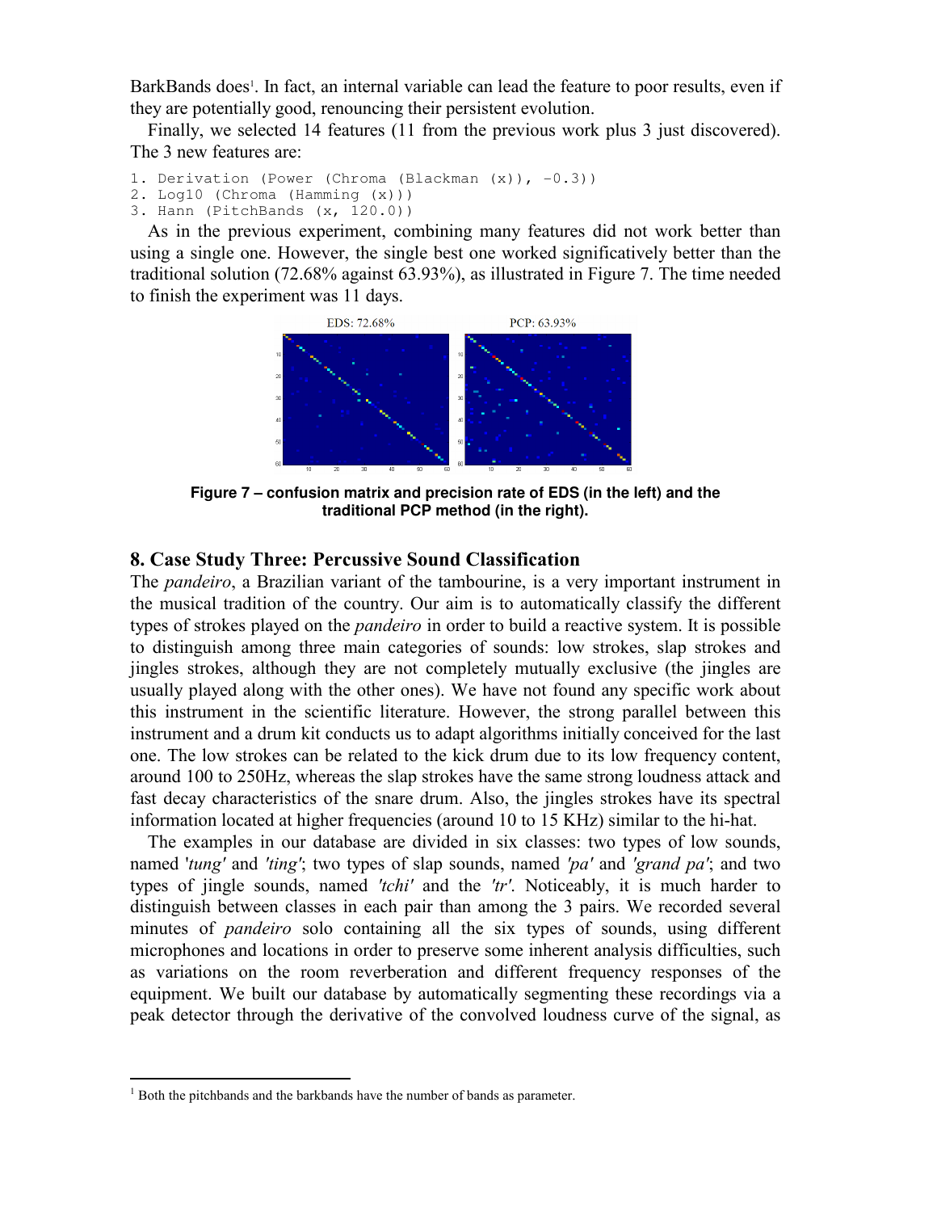BarkBands does[1]. In fact, an internal variable can lead the feature to poor results, even if they are potentially good, renouncing their persistent evolution.

Finally, we selected 14 features (11 from the previous work plus 3 just discovered). The 3 new features are:

```
1. Derivation (Power (Chroma (Blackman (x)), -0.3))
2. Log10 (Chroma (Hamming (x)))
3. Hann (PitchBands (x, 120.0))
```

As in the previous experiment, combining many features did not work better than using a single one. However, the single best one worked significatively better than the traditional solution (72.68% against 63.93%), as illustrated in Figure 7. The time needed to finish the experiment was 11 days.

**Figure 7 – confusion matrix and precision rate of EDS (in the left) and the traditional PCP method (in the right).**

## 8. Case Study Three: Percussive Sound Classification

The *pandeiro*, a Brazilian variant of the tambourine, is a very important instrument in the musical tradition of the country. Our aim is to automatically classify the different types of strokes played on the *pandeiro* in order to build a reactive system. It is possible to distinguish among three main categories of sounds: low strokes, slap strokes and jingles strokes, although they are not completely mutually exclusive (the jingles are usually played along with the other ones). We have not found any specific work about this instrument in the scientific literature. However, the strong parallel between this instrument and a drum kit conducts us to adapt algorithms initially conceived for the last one. The low strokes can be related to the kick drum due to its low frequency content, around 100 to 250Hz, whereas the slap strokes have the same strong loudness attack and fast decay characteristics of the snare drum. Also, the jingles strokes have its spectral information located at higher frequencies (around 10 to 15 KHz) similar to the hi-hat.

The examples in our database are divided in six classes: two types of low sounds, named '*tung'* and *'ting'*; two types of slap sounds, named *'pa'* and *'grand pa'*; and two types of jingle sounds, named *'tchi'* and the *'tr'*. Noticeably, it is much harder to distinguish between classes in each pair than among the 3 pairs. We recorded several minutes of *pandeiro* solo containing all the six types of sounds, using different microphones and locations in order to preserve some inherent analysis difficulties, such as variations on the room reverberation and different frequency responses of the equipment. We built our database by automatically segmenting these recordings via a peak detector through the derivative of the convolved loudness curve of the signal, as

[1] Both the pitchbands and the barkbands have the number of bands as parameter.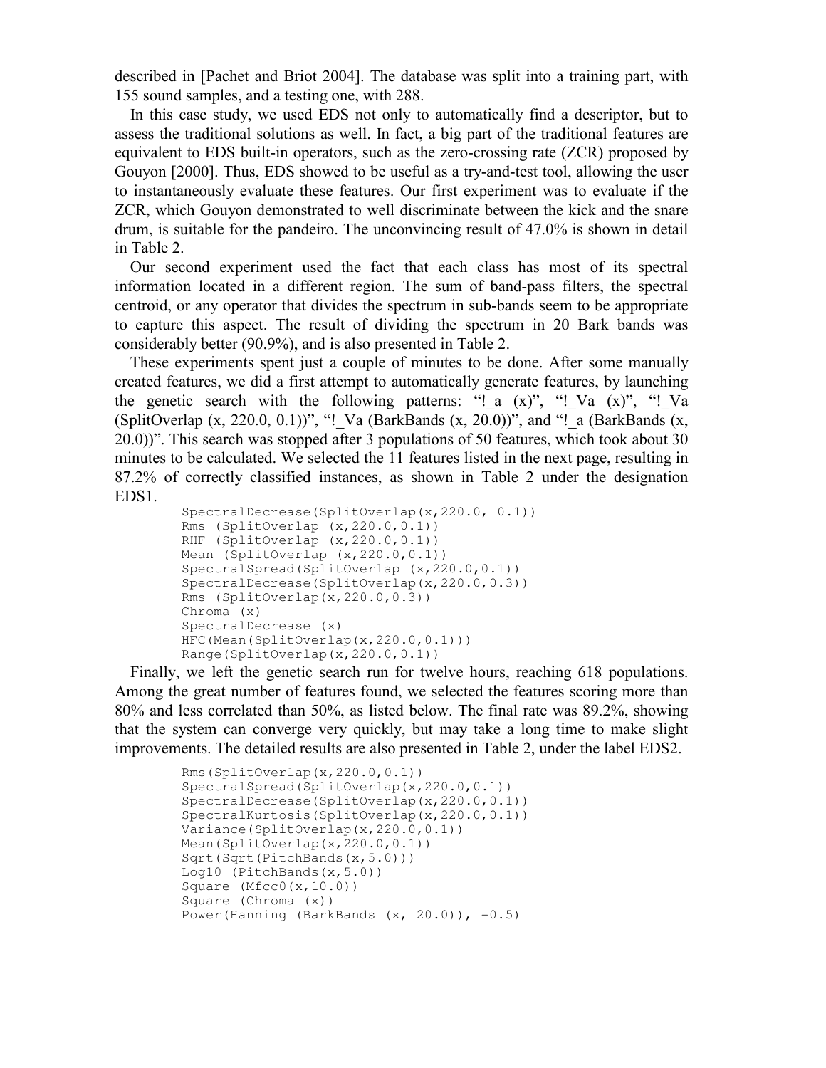described in [Pachet and Briot 2004]. The database was split into a training part, with 155 sound samples, and a testing one, with 288.

In this case study, we used EDS not only to automatically find a descriptor, but to assess the traditional solutions as well. In fact, a big part of the traditional features are equivalent to EDS built-in operators, such as the zero-crossing rate (ZCR) proposed by Gouyon [2000]. Thus, EDS showed to be useful as a try-and-test tool, allowing the user to instantaneously evaluate these features. Our first experiment was to evaluate if the ZCR, which Gouyon demonstrated to well discriminate between the kick and the snare drum, is suitable for the pandeiro. The unconvincing result of 47.0% is shown in detail in Table 2.

Our second experiment used the fact that each class has most of its spectral information located in a different region. The sum of band-pass filters, the spectral centroid, or any operator that divides the spectrum in sub-bands seem to be appropriate to capture this aspect. The result of dividing the spectrum in 20 Bark bands was considerably better (90.9%), and is also presented in Table 2.

These experiments spent just a couple of minutes to be done. After some manually created features, we did a first attempt to automatically generate features, by launching the genetic search with the following patterns: "!_a (x)", "!_Va (x)", "!_Va (SplitOverlap (x, 220.0, 0.1))", "!_Va (BarkBands (x, 20.0))", and "!_a (BarkBands (x, 20.0))". This search was stopped after 3 populations of 50 features, which took about 30 minutes to be calculated. We selected the 11 features listed in the next page, resulting in 87.2% of correctly classified instances, as shown in Table 2 under the designation EDS1.

```
SpectralDecrease(SplitOverlap(x,220.0, 0.1))
Rms (SplitOverlap (x,220.0,0.1))
RHF (SplitOverlap (x,220.0,0.1))
Mean (SplitOverlap (x,220.0,0.1))
SpectralSpread(SplitOverlap (x,220.0,0.1))
SpectralDecrease(SplitOverlap(x,220.0,0.3))
Rms (SplitOverlap(x,220.0,0.3))
Chroma (x)
SpectralDecrease (x)
HFC(Mean(SplitOverlap(x,220.0,0.1)))
Range(SplitOverlap(x,220.0,0.1))
```

Finally, we left the genetic search run for twelve hours, reaching 618 populations. Among the great number of features found, we selected the features scoring more than 80% and less correlated than 50%, as listed below. The final rate was 89.2%, showing that the system can converge very quickly, but may take a long time to make slight improvements. The detailed results are also presented in Table 2, under the label EDS2.

```
Rms(SplitOverlap(x,220.0,0.1))
SpectralSpread(SplitOverlap(x,220.0,0.1))
SpectralDecrease(SplitOverlap(x,220.0,0.1))
SpectralKurtosis(SplitOverlap(x,220.0,0.1))
Variance(SplitOverlap(x,220.0,0.1))
Mean(SplitOverlap(x,220.0,0.1))
Sqrt(Sqrt(PitchBands(x,5.0)))
Log10 (PitchBands(x,5.0))
Square (Mfcc0(x,10.0))
Square (Chroma (x))
Power(Hanning (BarkBands (x, 20.0)), -0.5)
```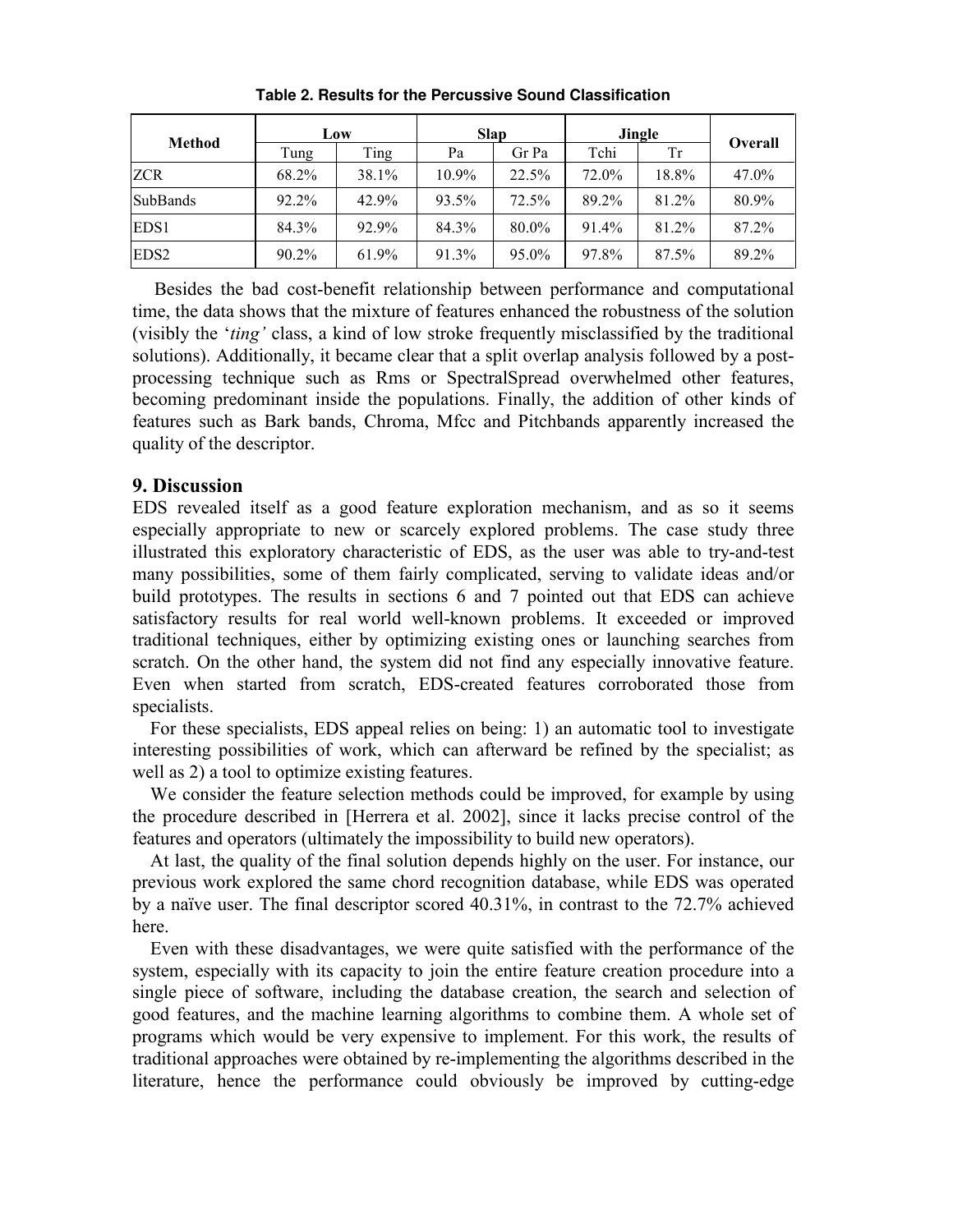**Table 2. Results for the Percussive Sound Classification**

| Method | Low | | Slap | | Jingle | | Overall |
|---|---|---|---|---|---|---|---|
| | Tung | Ting | Pa | Gr Pa | Tchi | Tr | |
| ZCR | 68.2% | 38.1% | 10.9% | 22.5% | 72.0% | 18.8% | 47.0% |
| SubBands | 92.2% | 42.9% | 93.5% | 72.5% | 89.2% | 81.2% | 80.9% |
| EDS1 | 84.3% | 92.9% | 84.3% | 80.0% | 91.4% | 81.2% | 87.2% |
| EDS2 | 90.2% | 61.9% | 91.3% | 95.0% | 97.8% | 87.5% | 89.2% |

Besides the bad cost-benefit relationship between performance and computational time, the data shows that the mixture of features enhanced the robustness of the solution (visibly the '*ting'* class, a kind of low stroke frequently misclassified by the traditional solutions). Additionally, it became clear that a split overlap analysis followed by a post-processing technique such as Rms or SpectralSpread overwhelmed other features, becoming predominant inside the populations. Finally, the addition of other kinds of features such as Bark bands, Chroma, Mfcc and Pitchbands apparently increased the quality of the descriptor.

## 9. Discussion

EDS revealed itself as a good feature exploration mechanism, and as so it seems especially appropriate to new or scarcely explored problems. The case study three illustrated this exploratory characteristic of EDS, as the user was able to try-and-test many possibilities, some of them fairly complicated, serving to validate ideas and/or build prototypes. The results in sections 6 and 7 pointed out that EDS can achieve satisfactory results for real world well-known problems. It exceeded or improved traditional techniques, either by optimizing existing ones or launching searches from scratch. On the other hand, the system did not find any especially innovative feature. Even when started from scratch, EDS-created features corroborated those from specialists.

For these specialists, EDS appeal relies on being: 1) an automatic tool to investigate interesting possibilities of work, which can afterward be refined by the specialist; as well as 2) a tool to optimize existing features.

We consider the feature selection methods could be improved, for example by using the procedure described in [Herrera et al. 2002], since it lacks precise control of the features and operators (ultimately the impossibility to build new operators).

At last, the quality of the final solution depends highly on the user. For instance, our previous work explored the same chord recognition database, while EDS was operated by a naïve user. The final descriptor scored 40.31%, in contrast to the 72.7% achieved here.

Even with these disadvantages, we were quite satisfied with the performance of the system, especially with its capacity to join the entire feature creation procedure into a single piece of software, including the database creation, the search and selection of good features, and the machine learning algorithms to combine them. A whole set of programs which would be very expensive to implement. For this work, the results of traditional approaches were obtained by re-implementing the algorithms described in the literature, hence the performance could obviously be improved by cutting-edge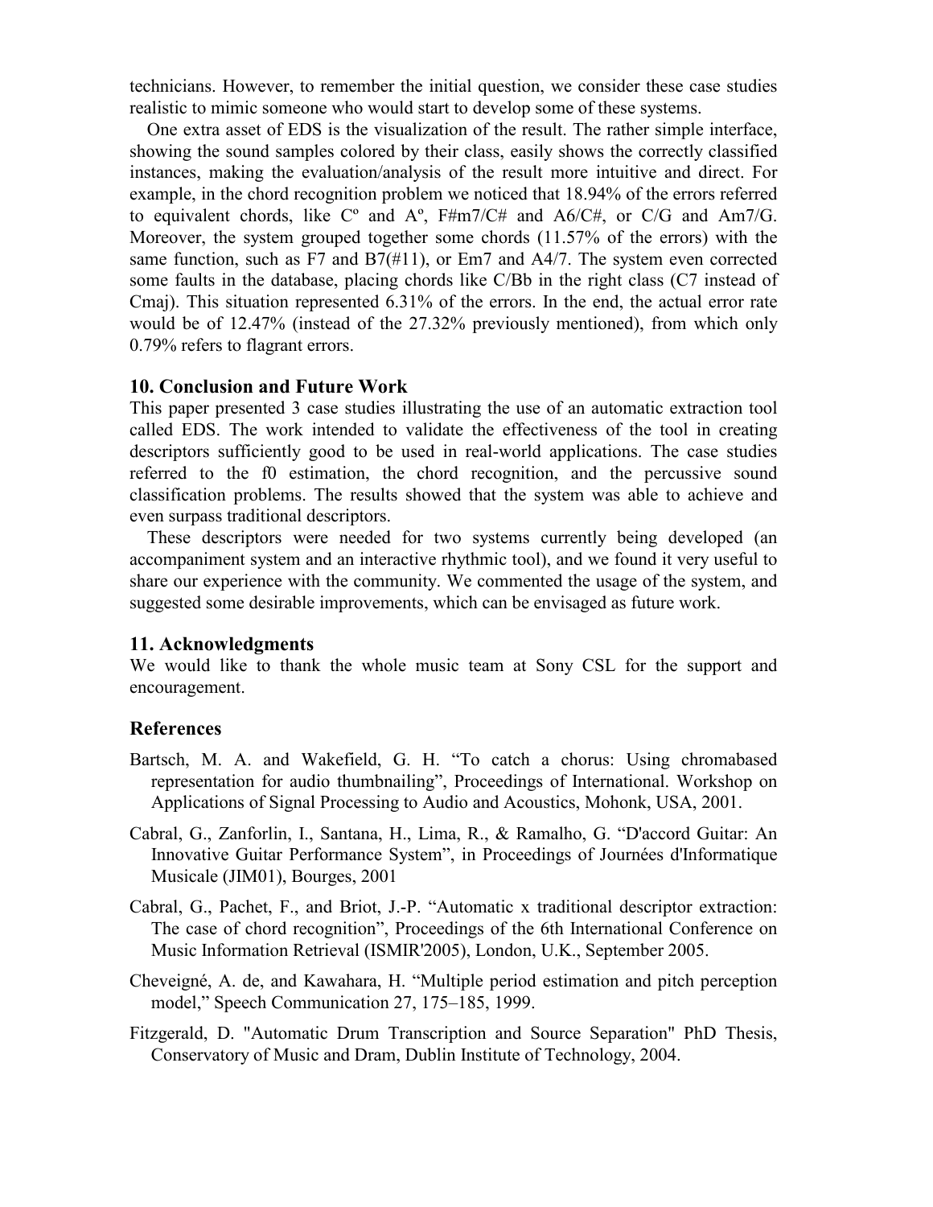technicians. However, to remember the initial question, we consider these case studies realistic to mimic someone who would start to develop some of these systems.

One extra asset of EDS is the visualization of the result. The rather simple interface, showing the sound samples colored by their class, easily shows the correctly classified instances, making the evaluation/analysis of the result more intuitive and direct. For example, in the chord recognition problem we noticed that 18.94% of the errors referred to equivalent chords, like Cº and Aº, F#m7/C# and A6/C#, or C/G and Am7/G. Moreover, the system grouped together some chords (11.57% of the errors) with the same function, such as F7 and B7(#11), or Em7 and A4/7. The system even corrected some faults in the database, placing chords like C/Bb in the right class (C7 instead of Cmaj). This situation represented 6.31% of the errors. In the end, the actual error rate would be of 12.47% (instead of the 27.32% previously mentioned), from which only 0.79% refers to flagrant errors.

## 10. Conclusion and Future Work

This paper presented 3 case studies illustrating the use of an automatic extraction tool called EDS. The work intended to validate the effectiveness of the tool in creating descriptors sufficiently good to be used in real-world applications. The case studies referred to the f0 estimation, the chord recognition, and the percussive sound classification problems. The results showed that the system was able to achieve and even surpass traditional descriptors.

These descriptors were needed for two systems currently being developed (an accompaniment system and an interactive rhythmic tool), and we found it very useful to share our experience with the community. We commented the usage of the system, and suggested some desirable improvements, which can be envisaged as future work.

## 11. Acknowledgments

We would like to thank the whole music team at Sony CSL for the support and encouragement.

## References

Bartsch, M. A. and Wakefield, G. H. "To catch a chorus: Using chromabased representation for audio thumbnailing", Proceedings of International. Workshop on Applications of Signal Processing to Audio and Acoustics, Mohonk, USA, 2001.

Cabral, G., Zanforlin, I., Santana, H., Lima, R., & Ramalho, G. "D'accord Guitar: An Innovative Guitar Performance System", in Proceedings of Journées d'Informatique Musicale (JIM01), Bourges, 2001

Cabral, G., Pachet, F., and Briot, J.-P. "Automatic x traditional descriptor extraction: The case of chord recognition", Proceedings of the 6th International Conference on Music Information Retrieval (ISMIR'2005), London, U.K., September 2005.

Cheveigné, A. de, and Kawahara, H. "Multiple period estimation and pitch perception model," Speech Communication 27, 175–185, 1999.

Fitzgerald, D. "Automatic Drum Transcription and Source Separation" PhD Thesis, Conservatory of Music and Dram, Dublin Institute of Technology, 2004.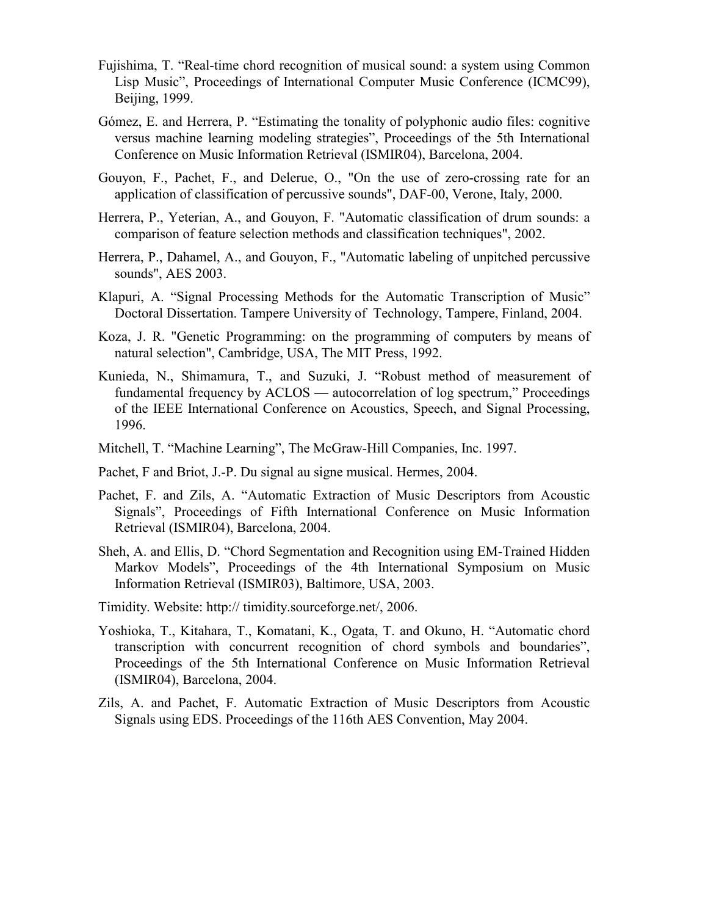Fujishima, T. “Real-time chord recognition of musical sound: a system using Common Lisp Music”, Proceedings of International Computer Music Conference (ICMC99), Beijing, 1999.

Gómez, E. and Herrera, P. “Estimating the tonality of polyphonic audio files: cognitive versus machine learning modeling strategies”, Proceedings of the 5th International Conference on Music Information Retrieval (ISMIR04), Barcelona, 2004.

Gouyon, F., Pachet, F., and Delerue, O., "On the use of zero-crossing rate for an application of classification of percussive sounds", DAF-00, Verone, Italy, 2000.

Herrera, P., Yeterian, A., and Gouyon, F. "Automatic classification of drum sounds: a comparison of feature selection methods and classification techniques", 2002.

Herrera, P., Dahamel, A., and Gouyon, F., "Automatic labeling of unpitched percussive sounds", AES 2003.

Klapuri, A. “Signal Processing Methods for the Automatic Transcription of Music” Doctoral Dissertation. Tampere University of Technology, Tampere, Finland, 2004.

Koza, J. R. "Genetic Programming: on the programming of computers by means of natural selection", Cambridge, USA, The MIT Press, 1992.

Kunieda, N., Shimamura, T., and Suzuki, J. “Robust method of measurement of fundamental frequency by ACLOS — autocorrelation of log spectrum,” Proceedings of the IEEE International Conference on Acoustics, Speech, and Signal Processing, 1996.

Mitchell, T. “Machine Learning”, The McGraw-Hill Companies, Inc. 1997.

Pachet, F and Briot, J.-P. Du signal au signe musical. Hermes, 2004.

Pachet, F. and Zils, A. “Automatic Extraction of Music Descriptors from Acoustic Signals”, Proceedings of Fifth International Conference on Music Information Retrieval (ISMIR04), Barcelona, 2004.

Sheh, A. and Ellis, D. “Chord Segmentation and Recognition using EM-Trained Hidden Markov Models”, Proceedings of the 4th International Symposium on Music Information Retrieval (ISMIR03), Baltimore, USA, 2003.

Timidity. Website: http:// timidity.sourceforge.net/, 2006.

Yoshioka, T., Kitahara, T., Komatani, K., Ogata, T. and Okuno, H. “Automatic chord transcription with concurrent recognition of chord symbols and boundaries”, Proceedings of the 5th International Conference on Music Information Retrieval (ISMIR04), Barcelona, 2004.

Zils, A. and Pachet, F. Automatic Extraction of Music Descriptors from Acoustic Signals using EDS. Proceedings of the 116th AES Convention, May 2004.